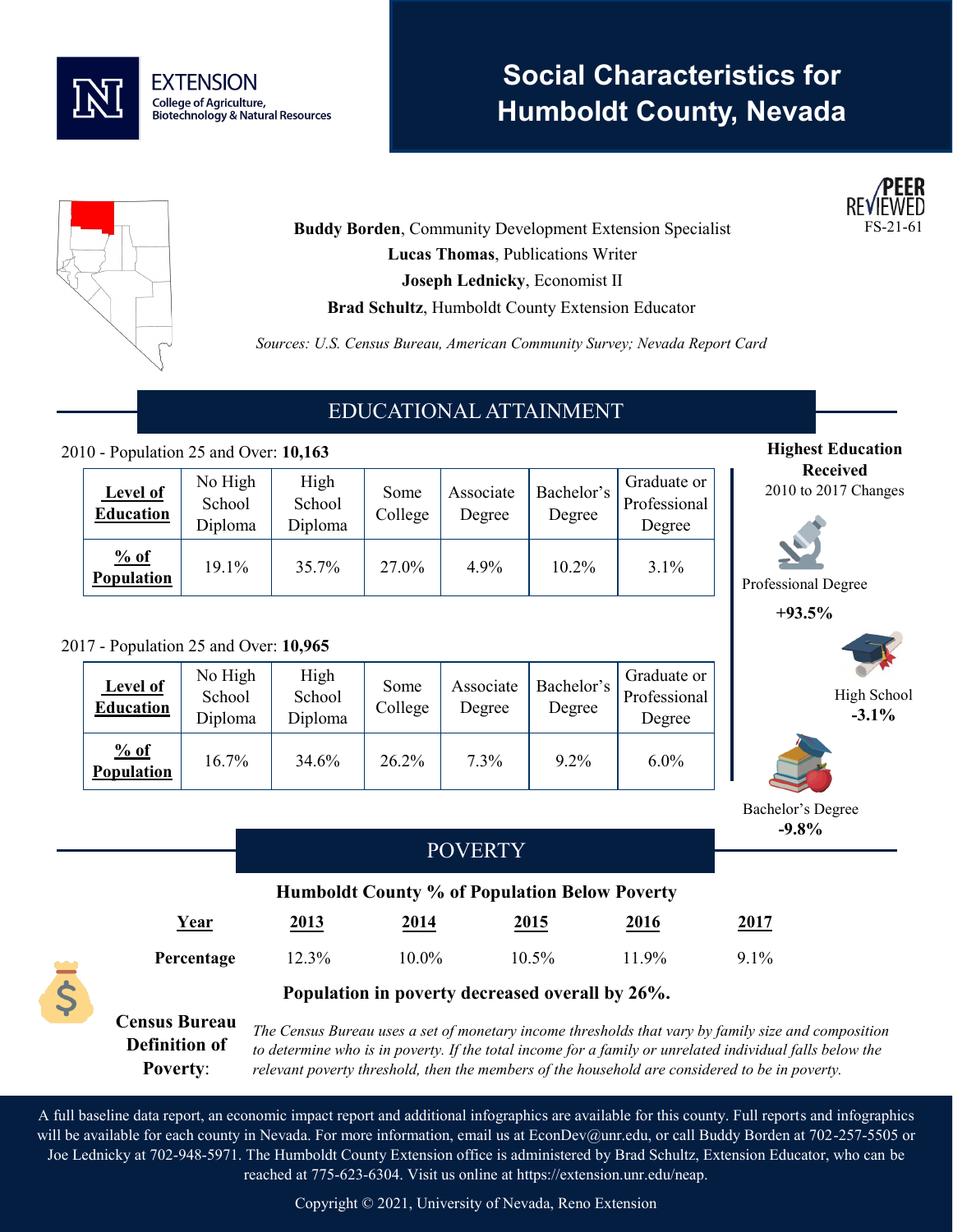EXTENSION
College of Agriculture, Biotechnology & Natural Resources

# Social Characteristics for Humboldt County, Nevada

PEER REVIEWED
FS-21-61

**Buddy Borden**, Community Development Extension Specialist
**Lucas Thomas**, Publications Writer
**Joseph Lednicky**, Economist II
**Brad Schultz**, Humboldt County Extension Educator

*Sources: U.S. Census Bureau, American Community Survey; Nevada Report Card*

## EDUCATIONAL ATTAINMENT

2010 - Population 25 and Over: **10,163**

| Level of Education | No High School Diploma | High School Diploma | Some College | Associate Degree | Bachelor's Degree | Graduate or Professional Degree |
|---|---|---|---|---|---|---|
| % of Population | 19.1% | 35.7% | 27.0% | 4.9% | 10.2% | 3.1% |

2017 - Population 25 and Over: **10,965**

| Level of Education | No High School Diploma | High School Diploma | Some College | Associate Degree | Bachelor's Degree | Graduate or Professional Degree |
|---|---|---|---|---|---|---|
| % of Population | 16.7% | 34.6% | 26.2% | 7.3% | 9.2% | 6.0% |

**Highest Education Received**
2010 to 2017 Changes

Professional Degree
**+93.5%**

High School
**-3.1%**

Bachelor's Degree
**-9.8%**

## POVERTY

**Humboldt County % of Population Below Poverty**

| Year | 2013 | 2014 | 2015 | 2016 | 2017 |
|---|---|---|---|---|---|
| Percentage | 12.3% | 10.0% | 10.5% | 11.9% | 9.1% |

**Population in poverty decreased overall by 26%.**

**Census Bureau Definition of Poverty**: *The Census Bureau uses a set of monetary income thresholds that vary by family size and composition to determine who is in poverty. If the total income for a family or unrelated individual falls below the relevant poverty threshold, then the members of the household are considered to be in poverty.*

A full baseline data report, an economic impact report and additional infographics are available for this county. Full reports and infographics will be available for each county in Nevada. For more information, email us at EconDev@unr.edu, or call Buddy Borden at 702-257-5505 or Joe Lednicky at 702-948-5971. The Humboldt County Extension office is administered by Brad Schultz, Extension Educator, who can be reached at 775-623-6304. Visit us online at https://extension.unr.edu/neap.

Copyright © 2021, University of Nevada, Reno Extension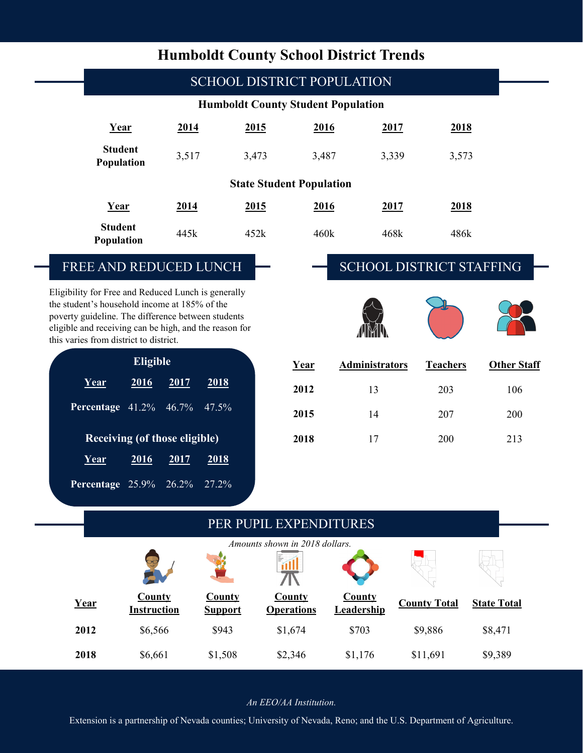# Humboldt County School District Trends

## SCHOOL DISTRICT POPULATION

### Humboldt County Student Population

| Year | 2014 | 2015 | 2016 | 2017 | 2018 |
|---|---|---|---|---|---|
| Student Population | 3,517 | 3,473 | 3,487 | 3,339 | 3,573 |

### State Student Population

| Year | 2014 | 2015 | 2016 | 2017 | 2018 |
|---|---|---|---|---|---|
| Student Population | 445k | 452k | 460k | 468k | 486k |

## FREE AND REDUCED LUNCH

Eligibility for Free and Reduced Lunch is generally the student's household income at 185% of the poverty guideline. The difference between students eligible and receiving can be high, and the reason for this varies from district to district.

**Eligible**

| Year | 2016 | 2017 | 2018 |
|---|---|---|---|
| Percentage | 41.2% | 46.7% | 47.5% |

**Receiving (of those eligible)**

| Year | 2016 | 2017 | 2018 |
|---|---|---|---|
| Percentage | 25.9% | 26.2% | 27.2% |

## SCHOOL DISTRICT STAFFING

| Year | Administrators | Teachers | Other Staff |
|---|---|---|---|
| 2012 | 13 | 203 | 106 |
| 2015 | 14 | 207 | 200 |
| 2018 | 17 | 200 | 213 |

## PER PUPIL EXPENDITURES

*Amounts shown in 2018 dollars.*

| Year | County Instruction | County Support | County Operations | County Leadership | County Total | State Total |
|---|---|---|---|---|---|---|
| 2012 | $6,566 | $943 | $1,674 | $703 | $9,886 | $8,471 |
| 2018 | $6,661 | $1,508 | $2,346 | $1,176 | $11,691 | $9,389 |

*An EEO/AA Institution.*

Extension is a partnership of Nevada counties; University of Nevada, Reno; and the U.S. Department of Agriculture.